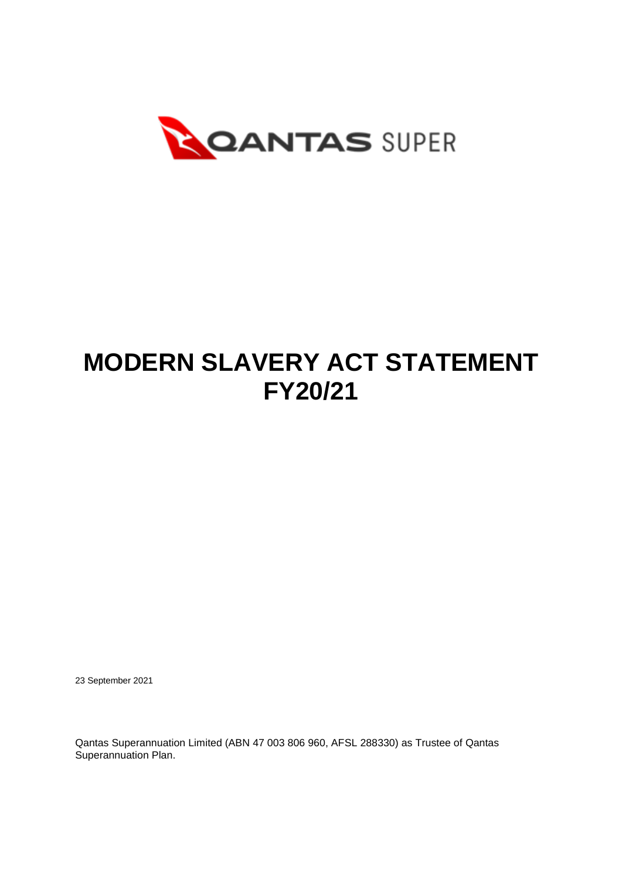QANTAS SUPER

# MODERN SLAVERY ACT STATEMENT FY20/21

23 September 2021

Qantas Superannuation Limited (ABN 47 003 806 960, AFSL 288330) as Trustee of Qantas Superannuation Plan.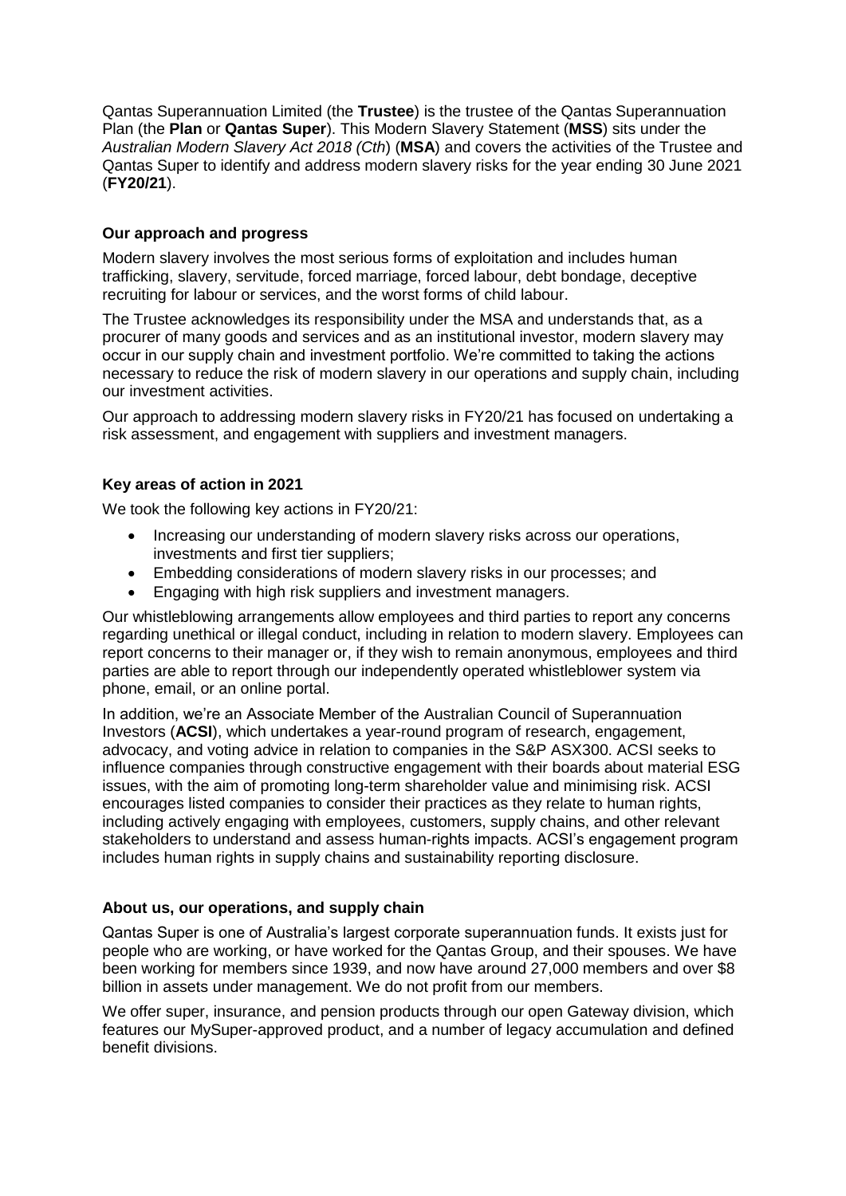Qantas Superannuation Limited (the **Trustee**) is the trustee of the Qantas Superannuation Plan (the **Plan** or **Qantas Super**). This Modern Slavery Statement (**MSS**) sits under the *Australian Modern Slavery Act 2018 (Cth*) (**MSA**) and covers the activities of the Trustee and Qantas Super to identify and address modern slavery risks for the year ending 30 June 2021 (**FY20/21**).

### Our approach and progress

Modern slavery involves the most serious forms of exploitation and includes human trafficking, slavery, servitude, forced marriage, forced labour, debt bondage, deceptive recruiting for labour or services, and the worst forms of child labour.

The Trustee acknowledges its responsibility under the MSA and understands that, as a procurer of many goods and services and as an institutional investor, modern slavery may occur in our supply chain and investment portfolio. We're committed to taking the actions necessary to reduce the risk of modern slavery in our operations and supply chain, including our investment activities.

Our approach to addressing modern slavery risks in FY20/21 has focused on undertaking a risk assessment, and engagement with suppliers and investment managers.

### Key areas of action in 2021

We took the following key actions in FY20/21:

- Increasing our understanding of modern slavery risks across our operations, investments and first tier suppliers;
- Embedding considerations of modern slavery risks in our processes; and
- Engaging with high risk suppliers and investment managers.

Our whistleblowing arrangements allow employees and third parties to report any concerns regarding unethical or illegal conduct, including in relation to modern slavery. Employees can report concerns to their manager or, if they wish to remain anonymous, employees and third parties are able to report through our independently operated whistleblower system via phone, email, or an online portal.

In addition, we're an Associate Member of the Australian Council of Superannuation Investors (**ACSI**), which undertakes a year-round program of research, engagement, advocacy, and voting advice in relation to companies in the S&P ASX300. ACSI seeks to influence companies through constructive engagement with their boards about material ESG issues, with the aim of promoting long-term shareholder value and minimising risk. ACSI encourages listed companies to consider their practices as they relate to human rights, including actively engaging with employees, customers, supply chains, and other relevant stakeholders to understand and assess human-rights impacts. ACSI's engagement program includes human rights in supply chains and sustainability reporting disclosure.

### About us, our operations, and supply chain

Qantas Super is one of Australia's largest corporate superannuation funds. It exists just for people who are working, or have worked for the Qantas Group, and their spouses. We have been working for members since 1939, and now have around 27,000 members and over $8 billion in assets under management. We do not profit from our members.

We offer super, insurance, and pension products through our open Gateway division, which features our MySuper-approved product, and a number of legacy accumulation and defined benefit divisions.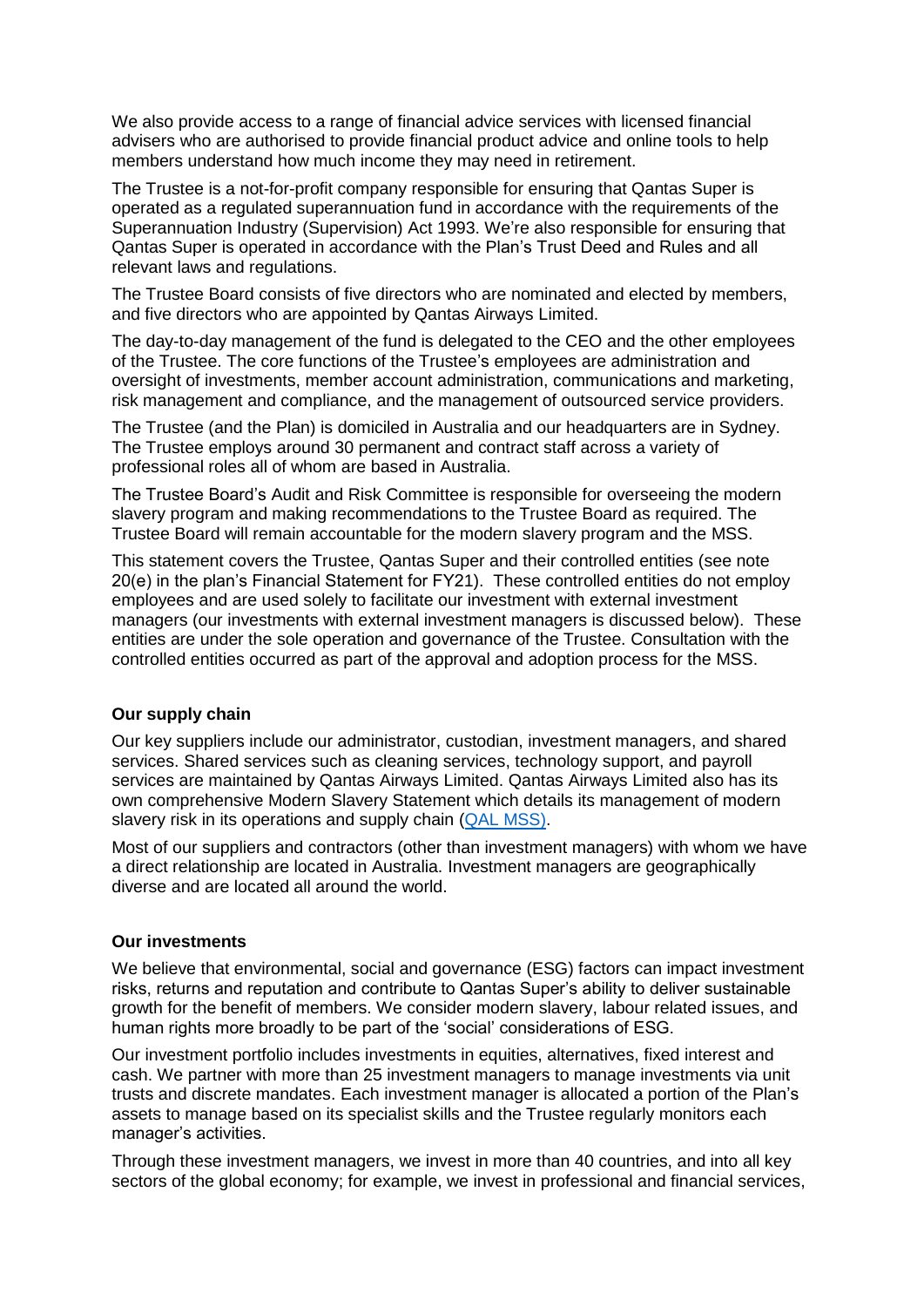We also provide access to a range of financial advice services with licensed financial advisers who are authorised to provide financial product advice and online tools to help members understand how much income they may need in retirement.

The Trustee is a not-for-profit company responsible for ensuring that Qantas Super is operated as a regulated superannuation fund in accordance with the requirements of the Superannuation Industry (Supervision) Act 1993. We're also responsible for ensuring that Qantas Super is operated in accordance with the Plan's Trust Deed and Rules and all relevant laws and regulations.

The Trustee Board consists of five directors who are nominated and elected by members, and five directors who are appointed by Qantas Airways Limited.

The day-to-day management of the fund is delegated to the CEO and the other employees of the Trustee. The core functions of the Trustee's employees are administration and oversight of investments, member account administration, communications and marketing, risk management and compliance, and the management of outsourced service providers.

The Trustee (and the Plan) is domiciled in Australia and our headquarters are in Sydney. The Trustee employs around 30 permanent and contract staff across a variety of professional roles all of whom are based in Australia.

The Trustee Board's Audit and Risk Committee is responsible for overseeing the modern slavery program and making recommendations to the Trustee Board as required. The Trustee Board will remain accountable for the modern slavery program and the MSS.

This statement covers the Trustee, Qantas Super and their controlled entities (see note 20(e) in the plan's Financial Statement for FY21). These controlled entities do not employ employees and are used solely to facilitate our investment with external investment managers (our investments with external investment managers is discussed below). These entities are under the sole operation and governance of the Trustee. Consultation with the controlled entities occurred as part of the approval and adoption process for the MSS.

**Our supply chain**

Our key suppliers include our administrator, custodian, investment managers, and shared services. Shared services such as cleaning services, technology support, and payroll services are maintained by Qantas Airways Limited. Qantas Airways Limited also has its own comprehensive Modern Slavery Statement which details its management of modern slavery risk in its operations and supply chain (QAL MSS).

Most of our suppliers and contractors (other than investment managers) with whom we have a direct relationship are located in Australia. Investment managers are geographically diverse and are located all around the world.

**Our investments**

We believe that environmental, social and governance (ESG) factors can impact investment risks, returns and reputation and contribute to Qantas Super's ability to deliver sustainable growth for the benefit of members. We consider modern slavery, labour related issues, and human rights more broadly to be part of the 'social' considerations of ESG.

Our investment portfolio includes investments in equities, alternatives, fixed interest and cash. We partner with more than 25 investment managers to manage investments via unit trusts and discrete mandates. Each investment manager is allocated a portion of the Plan's assets to manage based on its specialist skills and the Trustee regularly monitors each manager's activities.

Through these investment managers, we invest in more than 40 countries, and into all key sectors of the global economy; for example, we invest in professional and financial services,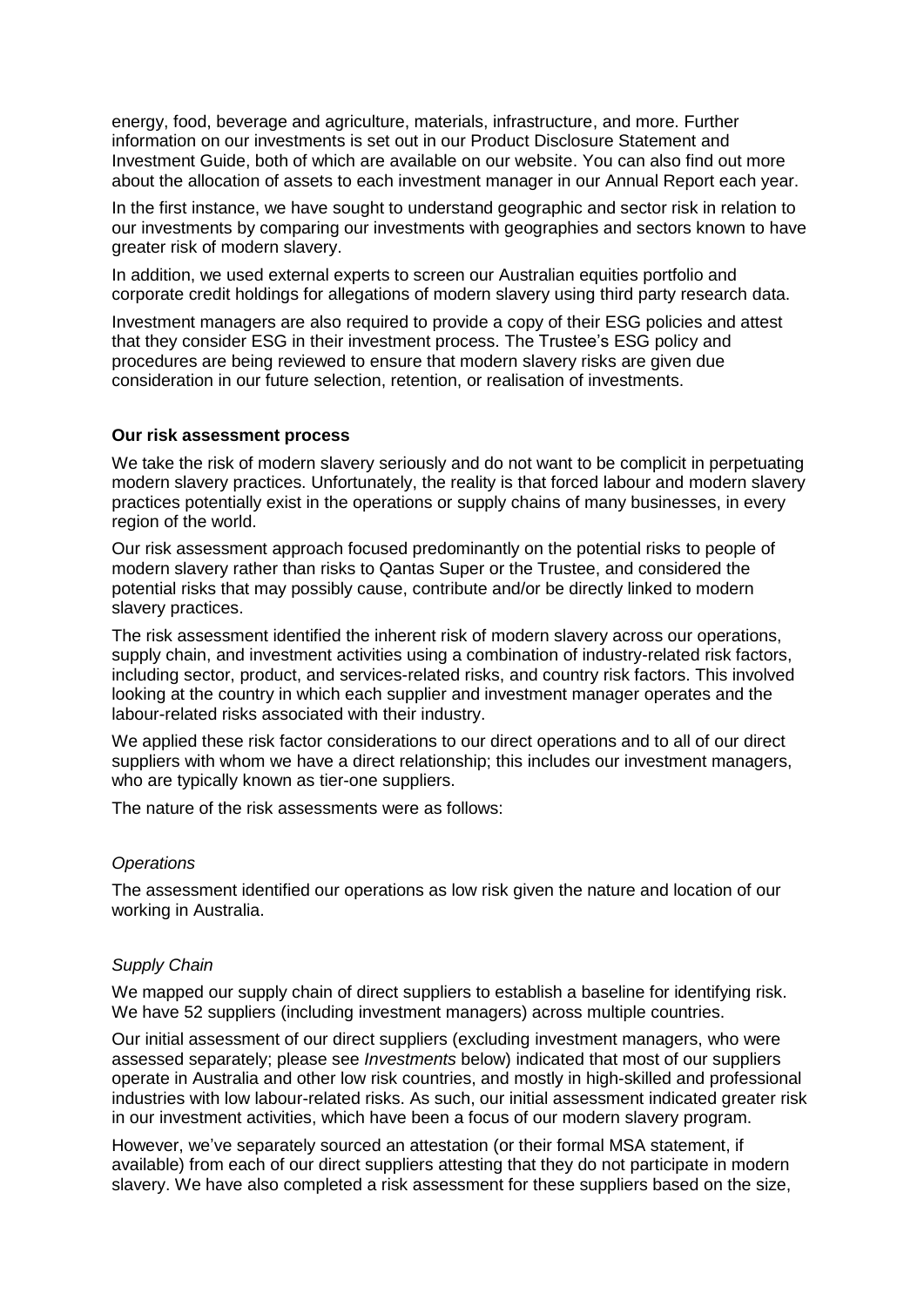energy, food, beverage and agriculture, materials, infrastructure, and more. Further information on our investments is set out in our Product Disclosure Statement and Investment Guide, both of which are available on our website. You can also find out more about the allocation of assets to each investment manager in our Annual Report each year.

In the first instance, we have sought to understand geographic and sector risk in relation to our investments by comparing our investments with geographies and sectors known to have greater risk of modern slavery.

In addition, we used external experts to screen our Australian equities portfolio and corporate credit holdings for allegations of modern slavery using third party research data.

Investment managers are also required to provide a copy of their ESG policies and attest that they consider ESG in their investment process. The Trustee's ESG policy and procedures are being reviewed to ensure that modern slavery risks are given due consideration in our future selection, retention, or realisation of investments.

**Our risk assessment process**

We take the risk of modern slavery seriously and do not want to be complicit in perpetuating modern slavery practices. Unfortunately, the reality is that forced labour and modern slavery practices potentially exist in the operations or supply chains of many businesses, in every region of the world.

Our risk assessment approach focused predominantly on the potential risks to people of modern slavery rather than risks to Qantas Super or the Trustee, and considered the potential risks that may possibly cause, contribute and/or be directly linked to modern slavery practices.

The risk assessment identified the inherent risk of modern slavery across our operations, supply chain, and investment activities using a combination of industry-related risk factors, including sector, product, and services-related risks, and country risk factors. This involved looking at the country in which each supplier and investment manager operates and the labour-related risks associated with their industry.

We applied these risk factor considerations to our direct operations and to all of our direct suppliers with whom we have a direct relationship; this includes our investment managers, who are typically known as tier-one suppliers.

The nature of the risk assessments were as follows:

*Operations*

The assessment identified our operations as low risk given the nature and location of our working in Australia.

*Supply Chain*

We mapped our supply chain of direct suppliers to establish a baseline for identifying risk. We have 52 suppliers (including investment managers) across multiple countries.

Our initial assessment of our direct suppliers (excluding investment managers, who were assessed separately; please see *Investments* below) indicated that most of our suppliers operate in Australia and other low risk countries, and mostly in high-skilled and professional industries with low labour-related risks. As such, our initial assessment indicated greater risk in our investment activities, which have been a focus of our modern slavery program.

However, we've separately sourced an attestation (or their formal MSA statement, if available) from each of our direct suppliers attesting that they do not participate in modern slavery. We have also completed a risk assessment for these suppliers based on the size,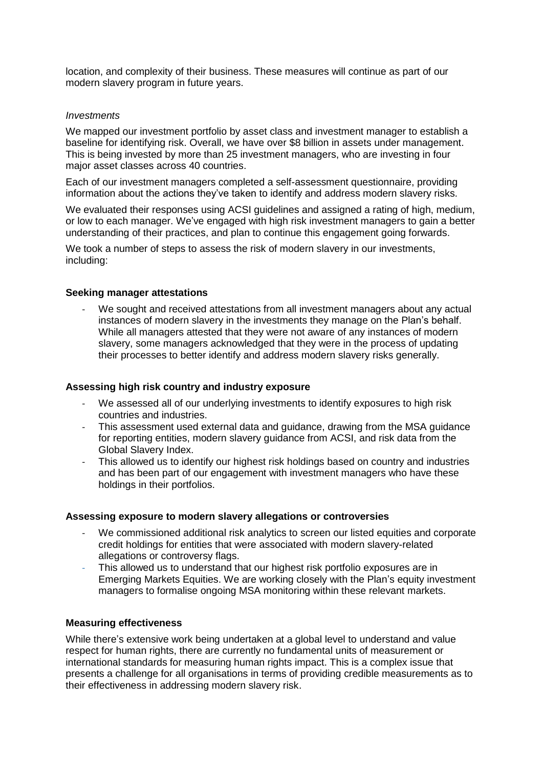location, and complexity of their business. These measures will continue as part of our modern slavery program in future years.

*Investments*

We mapped our investment portfolio by asset class and investment manager to establish a baseline for identifying risk. Overall, we have over $8 billion in assets under management. This is being invested by more than 25 investment managers, who are investing in four major asset classes across 40 countries.

Each of our investment managers completed a self-assessment questionnaire, providing information about the actions they've taken to identify and address modern slavery risks.

We evaluated their responses using ACSI guidelines and assigned a rating of high, medium, or low to each manager. We've engaged with high risk investment managers to gain a better understanding of their practices, and plan to continue this engagement going forwards.

We took a number of steps to assess the risk of modern slavery in our investments, including:

**Seeking manager attestations**

- We sought and received attestations from all investment managers about any actual instances of modern slavery in the investments they manage on the Plan's behalf. While all managers attested that they were not aware of any instances of modern slavery, some managers acknowledged that they were in the process of updating their processes to better identify and address modern slavery risks generally.

**Assessing high risk country and industry exposure**

- We assessed all of our underlying investments to identify exposures to high risk countries and industries.
- This assessment used external data and guidance, drawing from the MSA guidance for reporting entities, modern slavery guidance from ACSI, and risk data from the Global Slavery Index.
- This allowed us to identify our highest risk holdings based on country and industries and has been part of our engagement with investment managers who have these holdings in their portfolios.

**Assessing exposure to modern slavery allegations or controversies**

- We commissioned additional risk analytics to screen our listed equities and corporate credit holdings for entities that were associated with modern slavery-related allegations or controversy flags.
- This allowed us to understand that our highest risk portfolio exposures are in Emerging Markets Equities. We are working closely with the Plan's equity investment managers to formalise ongoing MSA monitoring within these relevant markets.

**Measuring effectiveness**

While there's extensive work being undertaken at a global level to understand and value respect for human rights, there are currently no fundamental units of measurement or international standards for measuring human rights impact. This is a complex issue that presents a challenge for all organisations in terms of providing credible measurements as to their effectiveness in addressing modern slavery risk.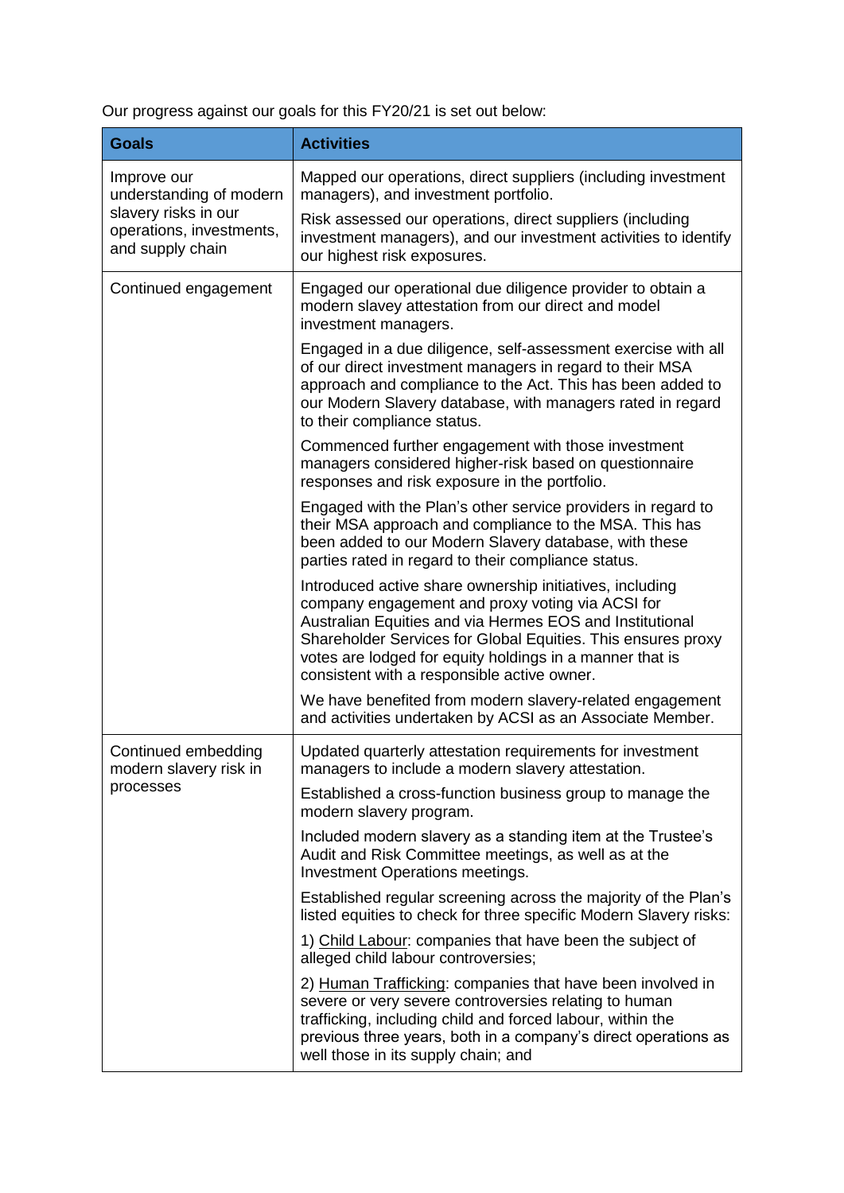Our progress against our goals for this FY20/21 is set out below:

| Goals | Activities |
|---|---|
| Improve our understanding of modern slavery risks in our operations, investments, and supply chain | Mapped our operations, direct suppliers (including investment managers), and investment portfolio.<br><br>Risk assessed our operations, direct suppliers (including investment managers), and our investment activities to identify our highest risk exposures. |
| Continued engagement | Engaged our operational due diligence provider to obtain a modern slavey attestation from our direct and model investment managers.<br><br>Engaged in a due diligence, self-assessment exercise with all of our direct investment managers in regard to their MSA approach and compliance to the Act. This has been added to our Modern Slavery database, with managers rated in regard to their compliance status.<br><br>Commenced further engagement with those investment managers considered higher-risk based on questionnaire responses and risk exposure in the portfolio.<br><br>Engaged with the Plan's other service providers in regard to their MSA approach and compliance to the MSA. This has been added to our Modern Slavery database, with these parties rated in regard to their compliance status.<br><br>Introduced active share ownership initiatives, including company engagement and proxy voting via ACSI for Australian Equities and via Hermes EOS and Institutional Shareholder Services for Global Equities. This ensures proxy votes are lodged for equity holdings in a manner that is consistent with a responsible active owner.<br><br>We have benefited from modern slavery-related engagement and activities undertaken by ACSI as an Associate Member. |
| Continued embedding modern slavery risk in processes | Updated quarterly attestation requirements for investment managers to include a modern slavery attestation.<br><br>Established a cross-function business group to manage the modern slavery program.<br><br>Included modern slavery as a standing item at the Trustee's Audit and Risk Committee meetings, as well as at the Investment Operations meetings.<br><br>Established regular screening across the majority of the Plan's listed equities to check for three specific Modern Slavery risks:<br><br>1) Child Labour: companies that have been the subject of alleged child labour controversies;<br><br>2) Human Trafficking: companies that have been involved in severe or very severe controversies relating to human trafficking, including child and forced labour, within the previous three years, both in a company's direct operations as well those in its supply chain; and |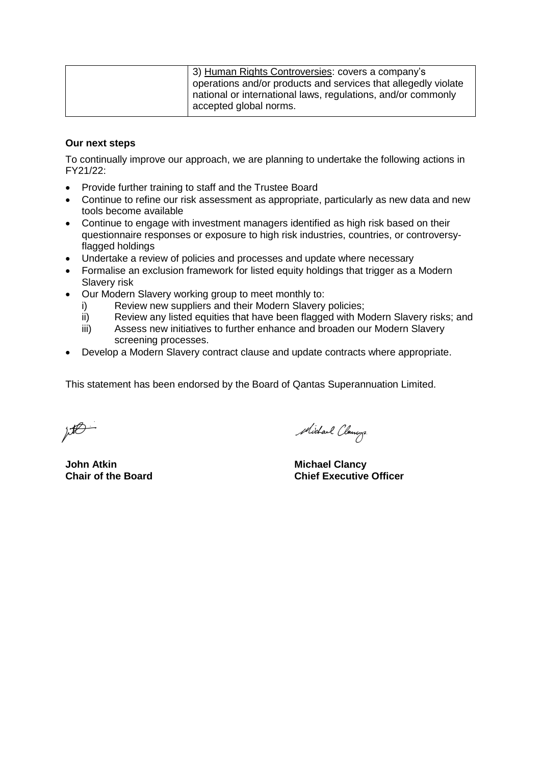| | |
|---|---|
| | 3) Human Rights Controversies: covers a company's operations and/or products and services that allegedly violate national or international laws, regulations, and/or commonly accepted global norms. |

**Our next steps**

To continually improve our approach, we are planning to undertake the following actions in FY21/22:

- Provide further training to staff and the Trustee Board
- Continue to refine our risk assessment as appropriate, particularly as new data and new tools become available
- Continue to engage with investment managers identified as high risk based on their questionnaire responses or exposure to high risk industries, countries, or controversy-flagged holdings
- Undertake a review of policies and processes and update where necessary
- Formalise an exclusion framework for listed equity holdings that trigger as a Modern Slavery risk
- Our Modern Slavery working group to meet monthly to:
  - i) Review new suppliers and their Modern Slavery policies;
  - ii) Review any listed equities that have been flagged with Modern Slavery risks; and
  - iii) Assess new initiatives to further enhance and broaden our Modern Slavery screening processes.
- Develop a Modern Slavery contract clause and update contracts where appropriate.

This statement has been endorsed by the Board of Qantas Superannuation Limited.

**John Atkin**
**Chair of the Board**

**Michael Clancy**
**Chief Executive Officer**